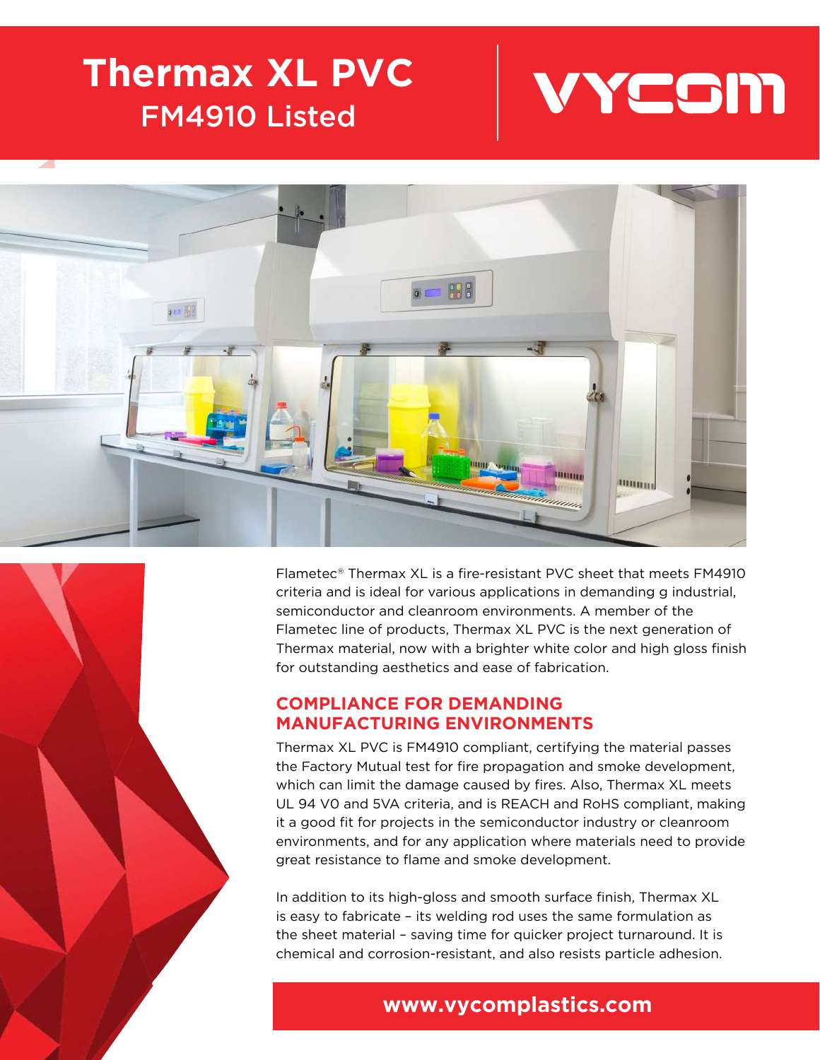# Thermax XL PVC

## FM4910 Listed

VYCOM

Flametec® Thermax XL is a fire-resistant PVC sheet that meets FM4910 criteria and is ideal for various applications in demanding g industrial, semiconductor and cleanroom environments. A member of the Flametec line of products, Thermax XL PVC is the next generation of Thermax material, now with a brighter white color and high gloss finish for outstanding aesthetics and ease of fabrication.

## COMPLIANCE FOR DEMANDING MANUFACTURING ENVIRONMENTS

Thermax XL PVC is FM4910 compliant, certifying the material passes the Factory Mutual test for fire propagation and smoke development, which can limit the damage caused by fires. Also, Thermax XL meets UL 94 V0 and 5VA criteria, and is REACH and RoHS compliant, making it a good fit for projects in the semiconductor industry or cleanroom environments, and for any application where materials need to provide great resistance to flame and smoke development.

In addition to its high-gloss and smooth surface finish, Thermax XL is easy to fabricate – its welding rod uses the same formulation as the sheet material – saving time for quicker project turnaround. It is chemical and corrosion-resistant, and also resists particle adhesion.

**www.vycomplastics.com**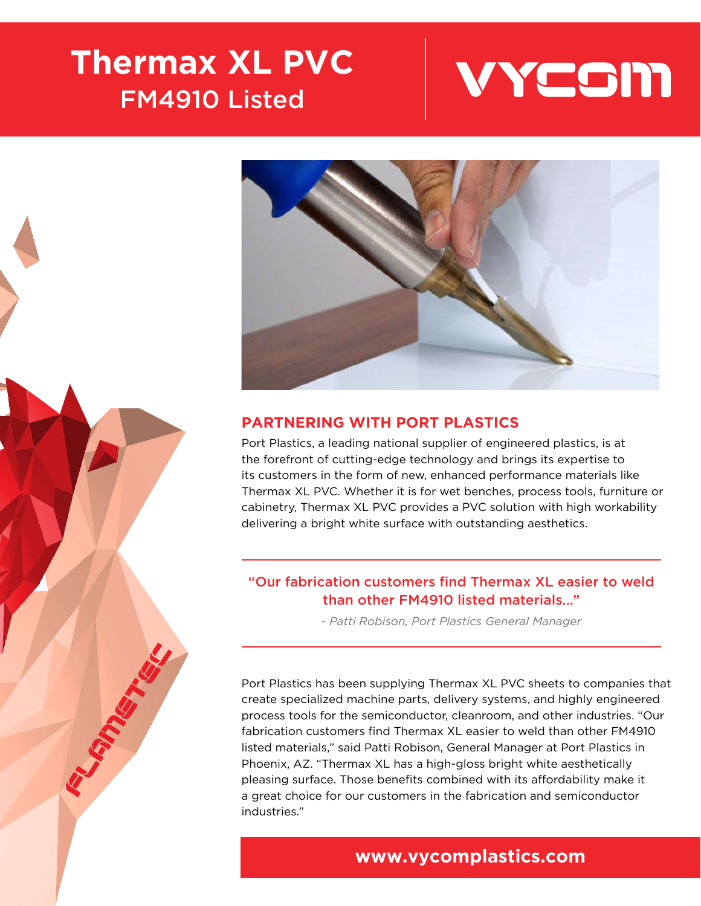# Thermax XL PVC

FM4910 Listed

VYCOM

## PARTNERING WITH PORT PLASTICS

Port Plastics, a leading national supplier of engineered plastics, is at the forefront of cutting-edge technology and brings its expertise to its customers in the form of new, enhanced performance materials like Thermax XL PVC. Whether it is for wet benches, process tools, furniture or cabinetry, Thermax XL PVC provides a PVC solution with high workability delivering a bright white surface with outstanding aesthetics.

> "Our fabrication customers find Thermax XL easier to weld than other FM4910 listed materials..."
>
> *- Patti Robison, Port Plastics General Manager*

Port Plastics has been supplying Thermax XL PVC sheets to companies that create specialized machine parts, delivery systems, and highly engineered process tools for the semiconductor, cleanroom, and other industries. "Our fabrication customers find Thermax XL easier to weld than other FM4910 listed materials," said Patti Robison, General Manager at Port Plastics in Phoenix, AZ. "Thermax XL has a high-gloss bright white aesthetically pleasing surface. Those benefits combined with its affordability make it a great choice for our customers in the fabrication and semiconductor industries."

**www.vycomplastics.com**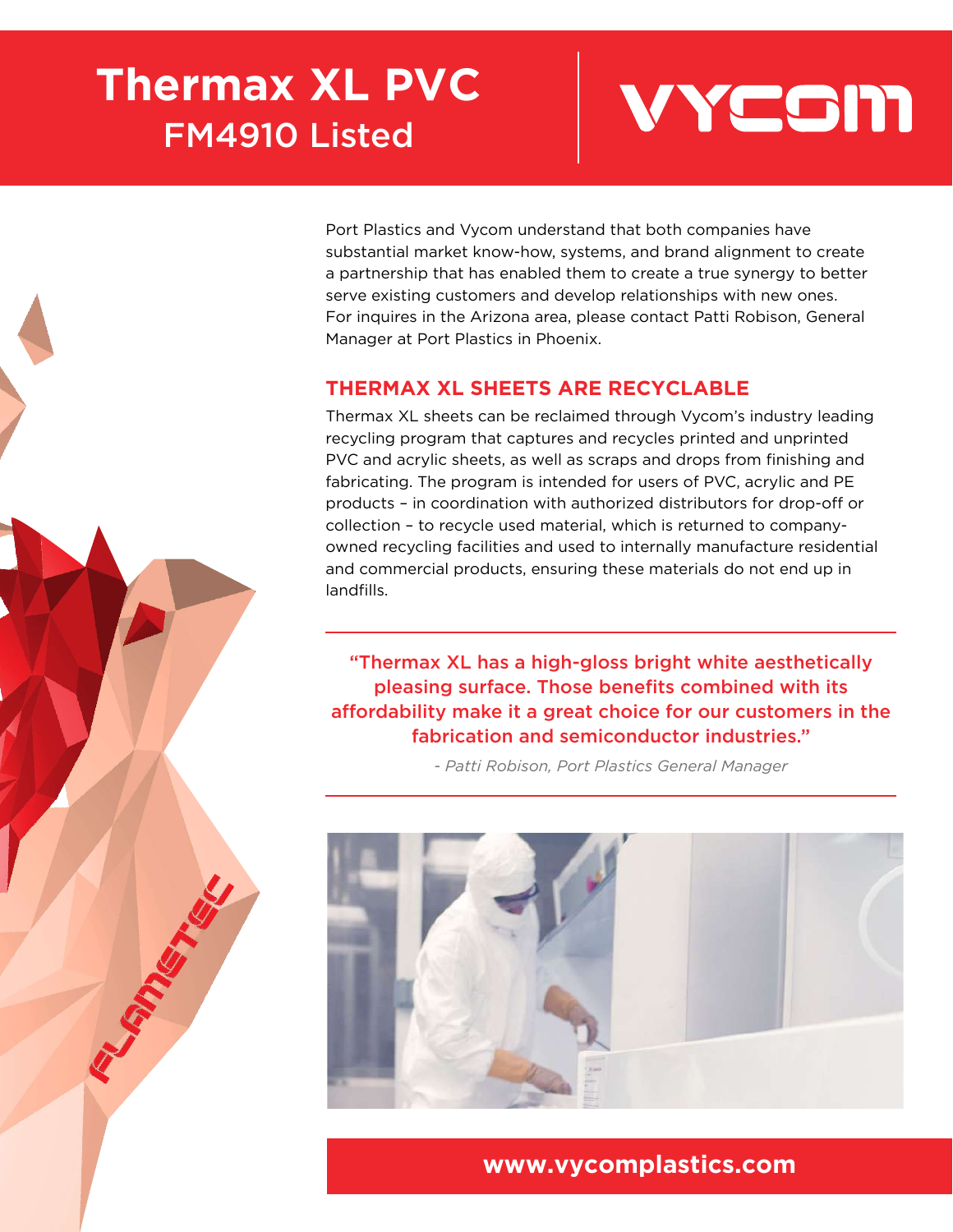# Thermax XL PVC

## FM4910 Listed

VYCOM

Port Plastics and Vycom understand that both companies have substantial market know-how, systems, and brand alignment to create a partnership that has enabled them to create a true synergy to better serve existing customers and develop relationships with new ones. For inquires in the Arizona area, please contact Patti Robison, General Manager at Port Plastics in Phoenix.

### THERMAX XL SHEETS ARE RECYCLABLE

Thermax XL sheets can be reclaimed through Vycom's industry leading recycling program that captures and recycles printed and unprinted PVC and acrylic sheets, as well as scraps and drops from finishing and fabricating. The program is intended for users of PVC, acrylic and PE products – in coordination with authorized distributors for drop-off or collection – to recycle used material, which is returned to company-owned recycling facilities and used to internally manufacture residential and commercial products, ensuring these materials do not end up in landfills.

---

"Thermax XL has a high-gloss bright white aesthetically pleasing surface. Those benefits combined with its affordability make it a great choice for our customers in the fabrication and semiconductor industries."

*- Patti Robison, Port Plastics General Manager*

---

FLAMETEC

**www.vycomplastics.com**